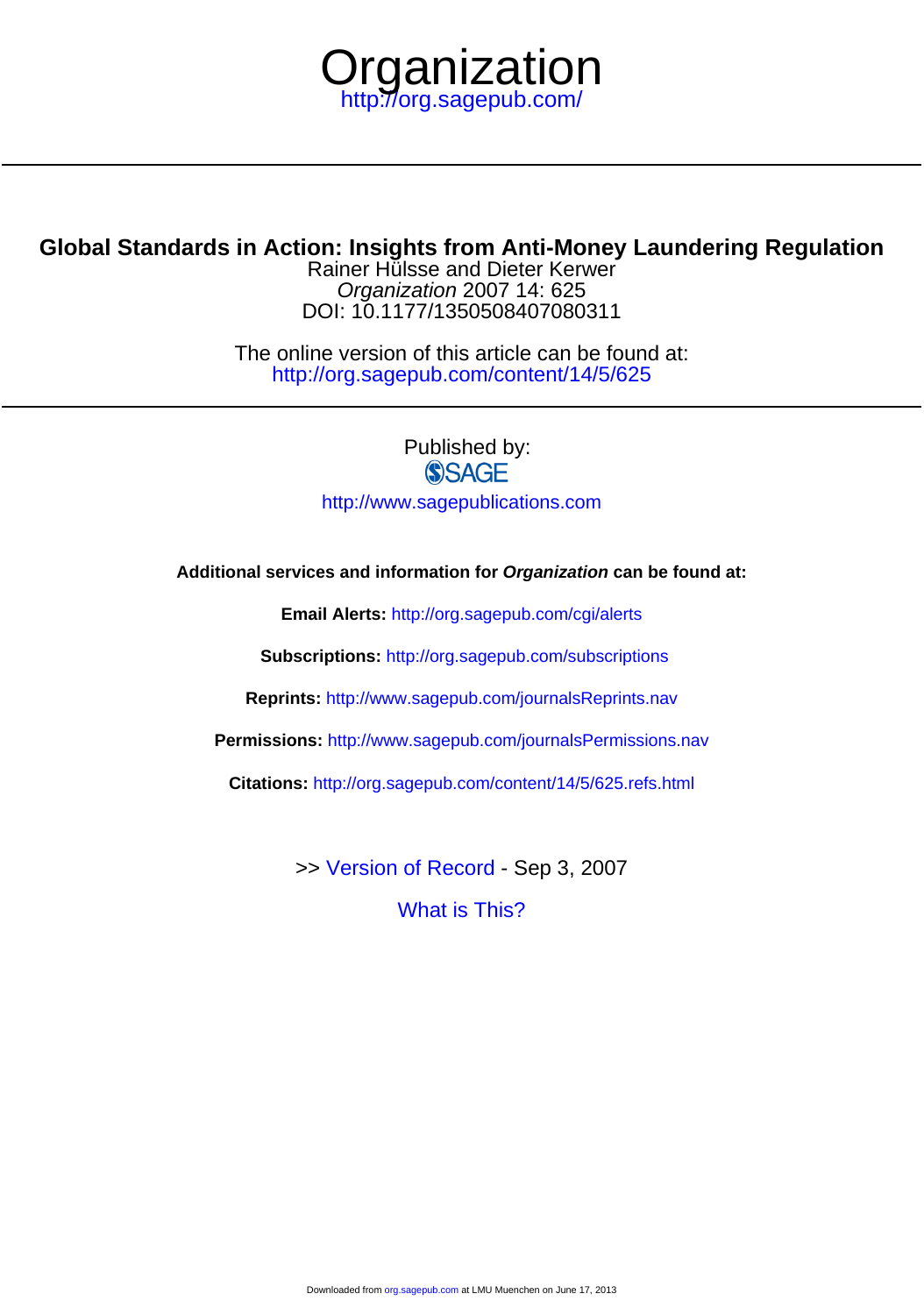# Organization

http://org.sagepub.com/

---

## Global Standards in Action: Insights from Anti-Money Laundering Regulation

Rainer Hülsse and Dieter Kerwer

*Organization* 2007 14: 625

DOI: 10.1177/1350508407080311

The online version of this article can be found at:

http://org.sagepub.com/content/14/5/625

---

Published by:

SAGE

http://www.sagepublications.com

**Additional services and information for *Organization* can be found at:**

**Email Alerts:** http://org.sagepub.com/cgi/alerts

**Subscriptions:** http://org.sagepub.com/subscriptions

**Reprints:** http://www.sagepub.com/journalsReprints.nav

**Permissions:** http://www.sagepub.com/journalsPermissions.nav

**Citations:** http://org.sagepub.com/content/14/5/625.refs.html

>> Version of Record - Sep 3, 2007

What is This?

Downloaded from org.sagepub.com at LMU Muenchen on June 17, 2013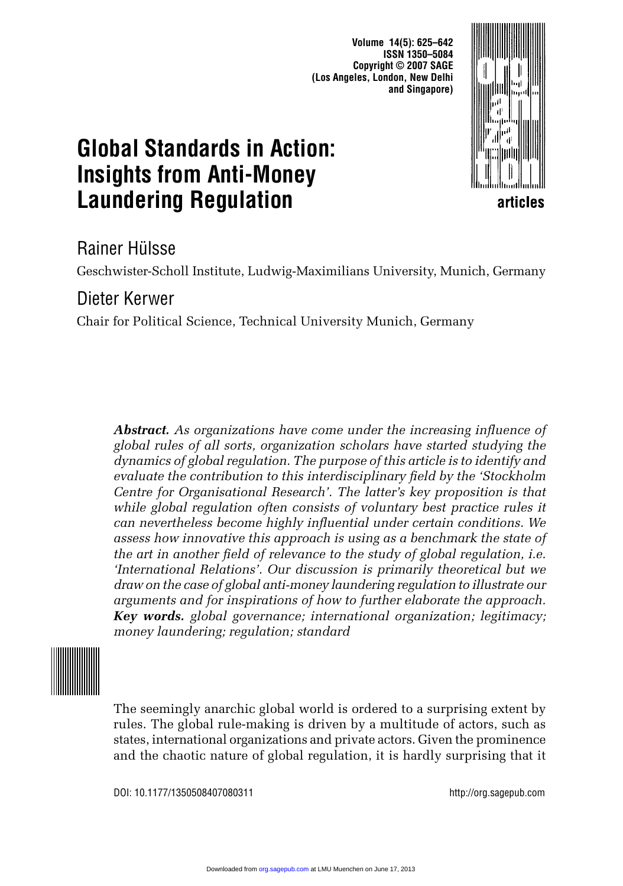# Global Standards in Action: Insights from Anti-Money Laundering Regulation

Rainer Hülsse

Geschwister-Scholl Institute, Ludwig-Maximilians University, Munich, Germany

Dieter Kerwer

Chair for Political Science, Technical University Munich, Germany

***Abstract.*** *As organizations have come under the increasing influence of global rules of all sorts, organization scholars have started studying the dynamics of global regulation. The purpose of this article is to identify and evaluate the contribution to this interdisciplinary field by the 'Stockholm Centre for Organisational Research'. The latter's key proposition is that while global regulation often consists of voluntary best practice rules it can nevertheless become highly influential under certain conditions. We assess how innovative this approach is using as a benchmark the state of the art in another field of relevance to the study of global regulation, i.e. 'International Relations'. Our discussion is primarily theoretical but we draw on the case of global anti-money laundering regulation to illustrate our arguments and for inspirations of how to further elaborate the approach.* ***Key words.*** *global governance; international organization; legitimacy; money laundering; regulation; standard*

The seemingly anarchic global world is ordered to a surprising extent by rules. The global rule-making is driven by a multitude of actors, such as states, international organizations and private actors. Given the prominence and the chaotic nature of global regulation, it is hardly surprising that it

DOI: 10.1177/1350508407080311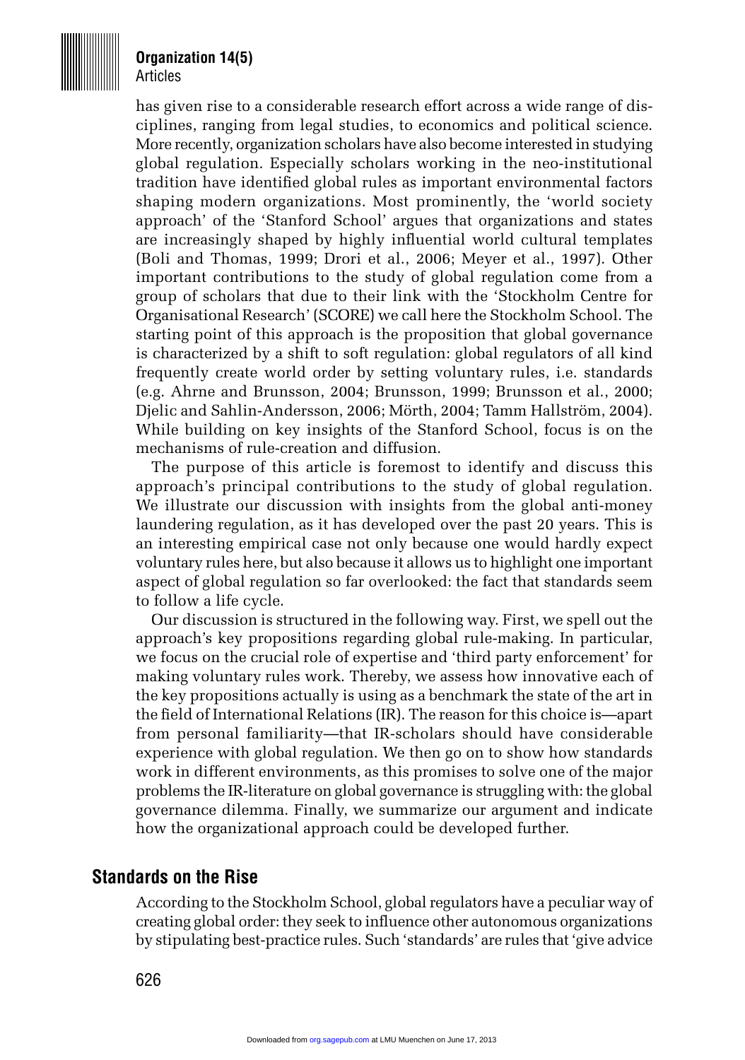has given rise to a considerable research effort across a wide range of disciplines, ranging from legal studies, to economics and political science. More recently, organization scholars have also become interested in studying global regulation. Especially scholars working in the neo-institutional tradition have identified global rules as important environmental factors shaping modern organizations. Most prominently, the 'world society approach' of the 'Stanford School' argues that organizations and states are increasingly shaped by highly influential world cultural templates (Boli and Thomas, 1999; Drori et al., 2006; Meyer et al., 1997). Other important contributions to the study of global regulation come from a group of scholars that due to their link with the 'Stockholm Centre for Organisational Research' (SCORE) we call here the Stockholm School. The starting point of this approach is the proposition that global governance is characterized by a shift to soft regulation: global regulators of all kind frequently create world order by setting voluntary rules, i.e. standards (e.g. Ahrne and Brunsson, 2004; Brunsson, 1999; Brunsson et al., 2000; Djelic and Sahlin-Andersson, 2006; Mörth, 2004; Tamm Hallström, 2004). While building on key insights of the Stanford School, focus is on the mechanisms of rule-creation and diffusion.

The purpose of this article is foremost to identify and discuss this approach's principal contributions to the study of global regulation. We illustrate our discussion with insights from the global anti-money laundering regulation, as it has developed over the past 20 years. This is an interesting empirical case not only because one would hardly expect voluntary rules here, but also because it allows us to highlight one important aspect of global regulation so far overlooked: the fact that standards seem to follow a life cycle.

Our discussion is structured in the following way. First, we spell out the approach's key propositions regarding global rule-making. In particular, we focus on the crucial role of expertise and 'third party enforcement' for making voluntary rules work. Thereby, we assess how innovative each of the key propositions actually is using as a benchmark the state of the art in the field of International Relations (IR). The reason for this choice is—apart from personal familiarity—that IR-scholars should have considerable experience with global regulation. We then go on to show how standards work in different environments, as this promises to solve one of the major problems the IR-literature on global governance is struggling with: the global governance dilemma. Finally, we summarize our argument and indicate how the organizational approach could be developed further.

## Standards on the Rise

According to the Stockholm School, global regulators have a peculiar way of creating global order: they seek to influence other autonomous organizations by stipulating best-practice rules. Such 'standards' are rules that 'give advice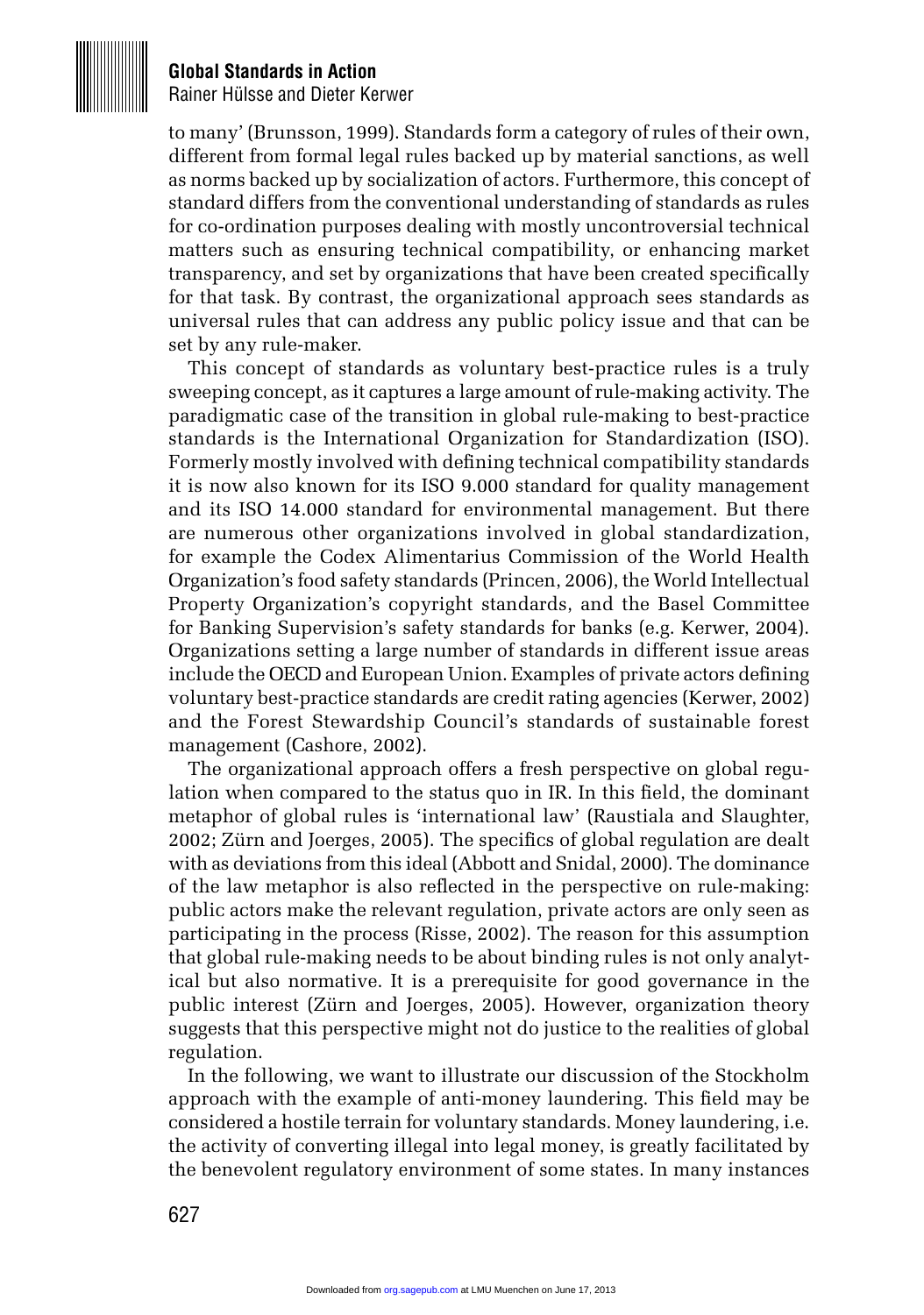to many' (Brunsson, 1999). Standards form a category of rules of their own, different from formal legal rules backed up by material sanctions, as well as norms backed up by socialization of actors. Furthermore, this concept of standard differs from the conventional understanding of standards as rules for co-ordination purposes dealing with mostly uncontroversial technical matters such as ensuring technical compatibility, or enhancing market transparency, and set by organizations that have been created specifically for that task. By contrast, the organizational approach sees standards as universal rules that can address any public policy issue and that can be set by any rule-maker.

This concept of standards as voluntary best-practice rules is a truly sweeping concept, as it captures a large amount of rule-making activity. The paradigmatic case of the transition in global rule-making to best-practice standards is the International Organization for Standardization (ISO). Formerly mostly involved with defining technical compatibility standards it is now also known for its ISO 9.000 standard for quality management and its ISO 14.000 standard for environmental management. But there are numerous other organizations involved in global standardization, for example the Codex Alimentarius Commission of the World Health Organization's food safety standards (Princen, 2006), the World Intellectual Property Organization's copyright standards, and the Basel Committee for Banking Supervision's safety standards for banks (e.g. Kerwer, 2004). Organizations setting a large number of standards in different issue areas include the OECD and European Union. Examples of private actors defining voluntary best-practice standards are credit rating agencies (Kerwer, 2002) and the Forest Stewardship Council's standards of sustainable forest management (Cashore, 2002).

The organizational approach offers a fresh perspective on global regulation when compared to the status quo in IR. In this field, the dominant metaphor of global rules is 'international law' (Raustiala and Slaughter, 2002; Zürn and Joerges, 2005). The specifics of global regulation are dealt with as deviations from this ideal (Abbott and Snidal, 2000). The dominance of the law metaphor is also reflected in the perspective on rule-making: public actors make the relevant regulation, private actors are only seen as participating in the process (Risse, 2002). The reason for this assumption that global rule-making needs to be about binding rules is not only analytical but also normative. It is a prerequisite for good governance in the public interest (Zürn and Joerges, 2005). However, organization theory suggests that this perspective might not do justice to the realities of global regulation.

In the following, we want to illustrate our discussion of the Stockholm approach with the example of anti-money laundering. This field may be considered a hostile terrain for voluntary standards. Money laundering, i.e. the activity of converting illegal into legal money, is greatly facilitated by the benevolent regulatory environment of some states. In many instances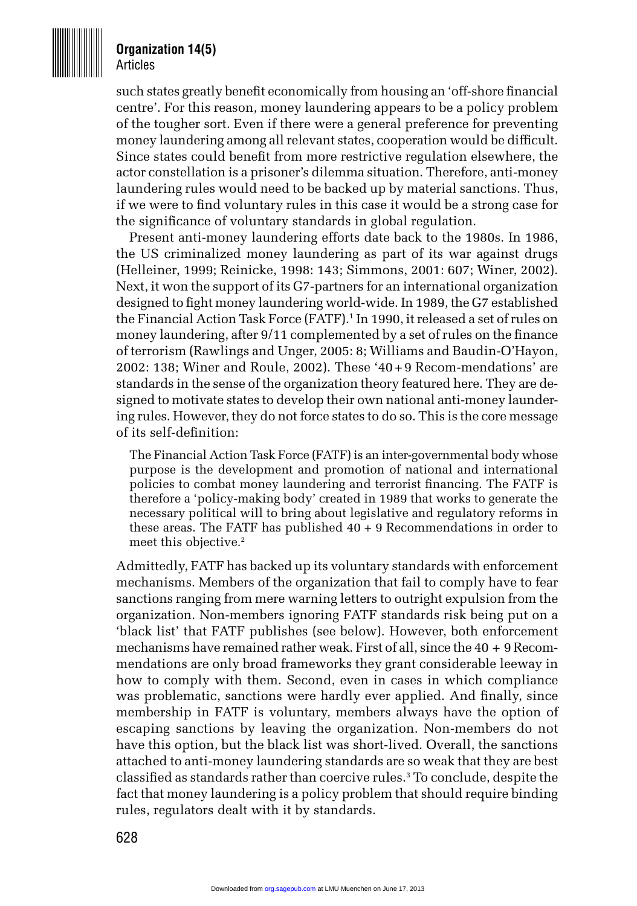such states greatly benefit economically from housing an 'off-shore financial centre'. For this reason, money laundering appears to be a policy problem of the tougher sort. Even if there were a general preference for preventing money laundering among all relevant states, cooperation would be difficult. Since states could benefit from more restrictive regulation elsewhere, the actor constellation is a prisoner's dilemma situation. Therefore, anti-money laundering rules would need to be backed up by material sanctions. Thus, if we were to find voluntary rules in this case it would be a strong case for the significance of voluntary standards in global regulation.

Present anti-money laundering efforts date back to the 1980s. In 1986, the US criminalized money laundering as part of its war against drugs (Helleiner, 1999; Reinicke, 1998: 143; Simmons, 2001: 607; Winer, 2002). Next, it won the support of its G7-partners for an international organization designed to fight money laundering world-wide. In 1989, the G7 established the Financial Action Task Force (FATF).[1] In 1990, it released a set of rules on money laundering, after 9/11 complemented by a set of rules on the finance of terrorism (Rawlings and Unger, 2005: 8; Williams and Baudin-O'Hayon, 2002: 138; Winer and Roule, 2002). These '40 + 9 Recom-mendations' are standards in the sense of the organization theory featured here. They are designed to motivate states to develop their own national anti-money laundering rules. However, they do not force states to do so. This is the core message of its self-definition:

> The Financial Action Task Force (FATF) is an inter-governmental body whose purpose is the development and promotion of national and international policies to combat money laundering and terrorist financing. The FATF is therefore a 'policy-making body' created in 1989 that works to generate the necessary political will to bring about legislative and regulatory reforms in these areas. The FATF has published 40 + 9 Recommendations in order to meet this objective.[2]

Admittedly, FATF has backed up its voluntary standards with enforcement mechanisms. Members of the organization that fail to comply have to fear sanctions ranging from mere warning letters to outright expulsion from the organization. Non-members ignoring FATF standards risk being put on a 'black list' that FATF publishes (see below). However, both enforcement mechanisms have remained rather weak. First of all, since the 40 + 9 Recommendations are only broad frameworks they grant considerable leeway in how to comply with them. Second, even in cases in which compliance was problematic, sanctions were hardly ever applied. And finally, since membership in FATF is voluntary, members always have the option of escaping sanctions by leaving the organization. Non-members do not have this option, but the black list was short-lived. Overall, the sanctions attached to anti-money laundering standards are so weak that they are best classified as standards rather than coercive rules.[3] To conclude, despite the fact that money laundering is a policy problem that should require binding rules, regulators dealt with it by standards.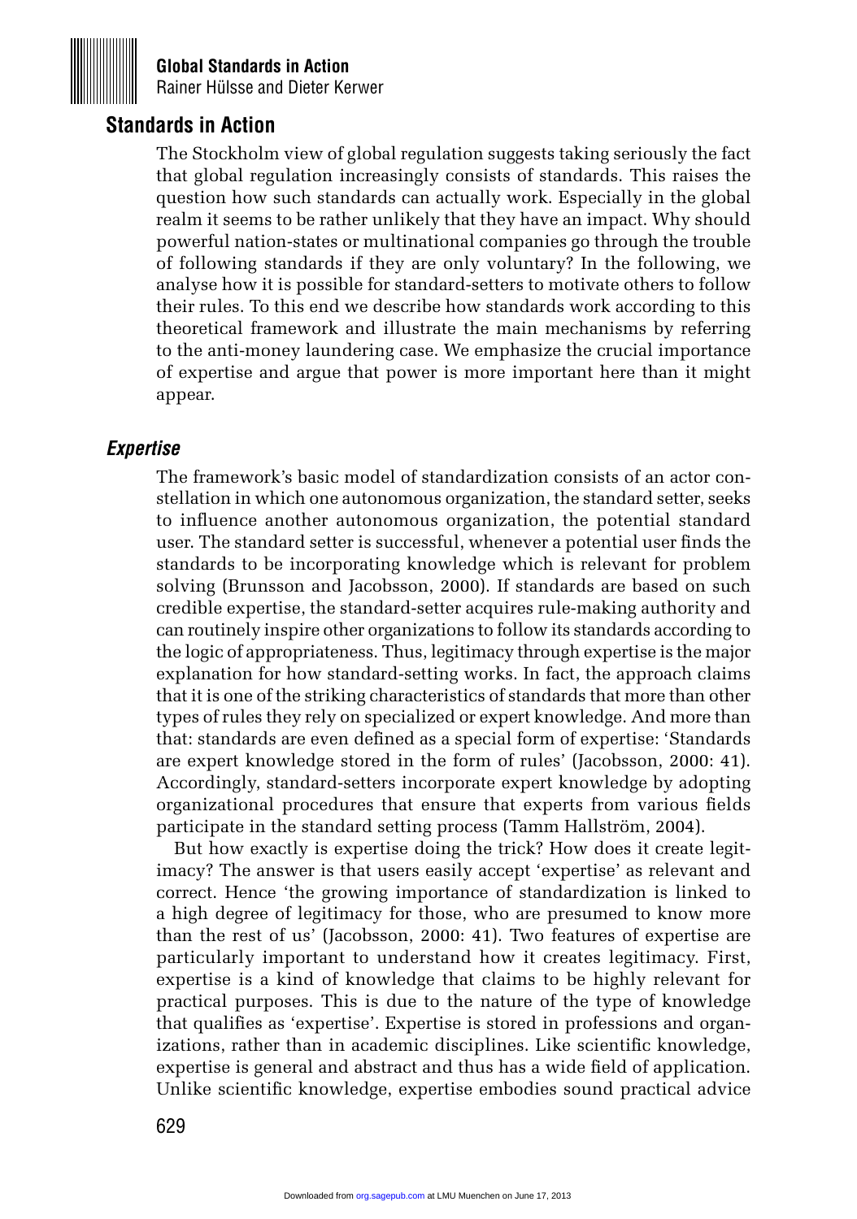## Standards in Action

The Stockholm view of global regulation suggests taking seriously the fact that global regulation increasingly consists of standards. This raises the question how such standards can actually work. Especially in the global realm it seems to be rather unlikely that they have an impact. Why should powerful nation-states or multinational companies go through the trouble of following standards if they are only voluntary? In the following, we analyse how it is possible for standard-setters to motivate others to follow their rules. To this end we describe how standards work according to this theoretical framework and illustrate the main mechanisms by referring to the anti-money laundering case. We emphasize the crucial importance of expertise and argue that power is more important here than it might appear.

### *Expertise*

The framework's basic model of standardization consists of an actor constellation in which one autonomous organization, the standard setter, seeks to influence another autonomous organization, the potential standard user. The standard setter is successful, whenever a potential user finds the standards to be incorporating knowledge which is relevant for problem solving (Brunsson and Jacobsson, 2000). If standards are based on such credible expertise, the standard-setter acquires rule-making authority and can routinely inspire other organizations to follow its standards according to the logic of appropriateness. Thus, legitimacy through expertise is the major explanation for how standard-setting works. In fact, the approach claims that it is one of the striking characteristics of standards that more than other types of rules they rely on specialized or expert knowledge. And more than that: standards are even defined as a special form of expertise: 'Standards are expert knowledge stored in the form of rules' (Jacobsson, 2000: 41). Accordingly, standard-setters incorporate expert knowledge by adopting organizational procedures that ensure that experts from various fields participate in the standard setting process (Tamm Hallström, 2004).

But how exactly is expertise doing the trick? How does it create legitimacy? The answer is that users easily accept 'expertise' as relevant and correct. Hence 'the growing importance of standardization is linked to a high degree of legitimacy for those, who are presumed to know more than the rest of us' (Jacobsson, 2000: 41). Two features of expertise are particularly important to understand how it creates legitimacy. First, expertise is a kind of knowledge that claims to be highly relevant for practical purposes. This is due to the nature of the type of knowledge that qualifies as 'expertise'. Expertise is stored in professions and organizations, rather than in academic disciplines. Like scientific knowledge, expertise is general and abstract and thus has a wide field of application. Unlike scientific knowledge, expertise embodies sound practical advice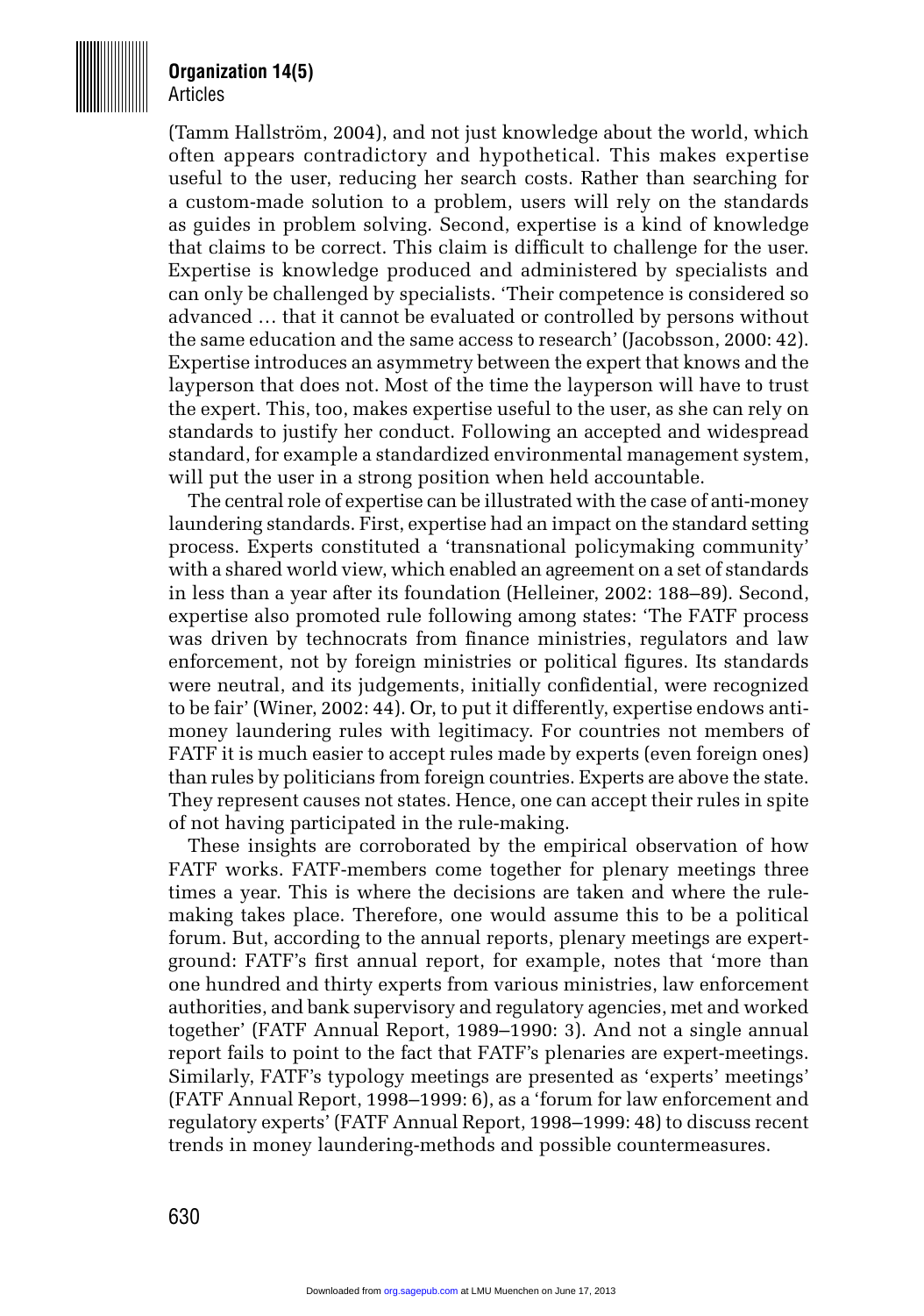(Tamm Hallström, 2004), and not just knowledge about the world, which often appears contradictory and hypothetical. This makes expertise useful to the user, reducing her search costs. Rather than searching for a custom-made solution to a problem, users will rely on the standards as guides in problem solving. Second, expertise is a kind of knowledge that claims to be correct. This claim is difficult to challenge for the user. Expertise is knowledge produced and administered by specialists and can only be challenged by specialists. 'Their competence is considered so advanced … that it cannot be evaluated or controlled by persons without the same education and the same access to research' (Jacobsson, 2000: 42). Expertise introduces an asymmetry between the expert that knows and the layperson that does not. Most of the time the layperson will have to trust the expert. This, too, makes expertise useful to the user, as she can rely on standards to justify her conduct. Following an accepted and widespread standard, for example a standardized environmental management system, will put the user in a strong position when held accountable.

The central role of expertise can be illustrated with the case of anti-money laundering standards. First, expertise had an impact on the standard setting process. Experts constituted a 'transnational policymaking community' with a shared world view, which enabled an agreement on a set of standards in less than a year after its foundation (Helleiner, 2002: 188–89). Second, expertise also promoted rule following among states: 'The FATF process was driven by technocrats from finance ministries, regulators and law enforcement, not by foreign ministries or political figures. Its standards were neutral, and its judgements, initially confidential, were recognized to be fair' (Winer, 2002: 44). Or, to put it differently, expertise endows anti-money laundering rules with legitimacy. For countries not members of FATF it is much easier to accept rules made by experts (even foreign ones) than rules by politicians from foreign countries. Experts are above the state. They represent causes not states. Hence, one can accept their rules in spite of not having participated in the rule-making.

These insights are corroborated by the empirical observation of how FATF works. FATF-members come together for plenary meetings three times a year. This is where the decisions are taken and where the rule-making takes place. Therefore, one would assume this to be a political forum. But, according to the annual reports, plenary meetings are expert-ground: FATF's first annual report, for example, notes that 'more than one hundred and thirty experts from various ministries, law enforcement authorities, and bank supervisory and regulatory agencies, met and worked together' (FATF Annual Report, 1989–1990: 3). And not a single annual report fails to point to the fact that FATF's plenaries are expert-meetings. Similarly, FATF's typology meetings are presented as 'experts' meetings' (FATF Annual Report, 1998–1999: 6), as a 'forum for law enforcement and regulatory experts' (FATF Annual Report, 1998–1999: 48) to discuss recent trends in money laundering-methods and possible countermeasures.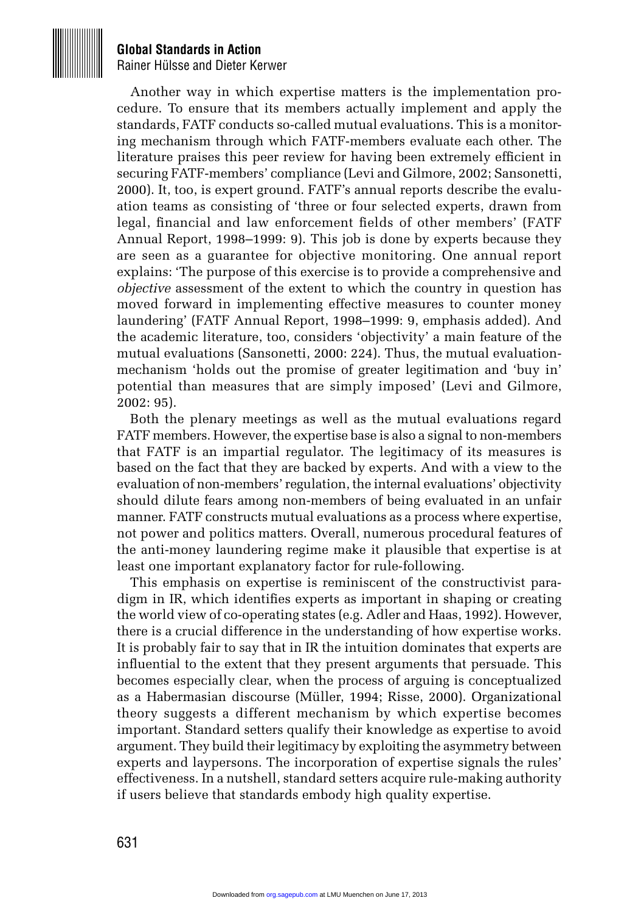Another way in which expertise matters is the implementation procedure. To ensure that its members actually implement and apply the standards, FATF conducts so-called mutual evaluations. This is a monitoring mechanism through which FATF-members evaluate each other. The literature praises this peer review for having been extremely efficient in securing FATF-members' compliance (Levi and Gilmore, 2002; Sansonetti, 2000). It, too, is expert ground. FATF's annual reports describe the evaluation teams as consisting of 'three or four selected experts, drawn from legal, financial and law enforcement fields of other members' (FATF Annual Report, 1998–1999: 9). This job is done by experts because they are seen as a guarantee for objective monitoring. One annual report explains: 'The purpose of this exercise is to provide a comprehensive and *objective* assessment of the extent to which the country in question has moved forward in implementing effective measures to counter money laundering' (FATF Annual Report, 1998–1999: 9, emphasis added). And the academic literature, too, considers 'objectivity' a main feature of the mutual evaluations (Sansonetti, 2000: 224). Thus, the mutual evaluation-mechanism 'holds out the promise of greater legitimation and 'buy in' potential than measures that are simply imposed' (Levi and Gilmore, 2002: 95).

Both the plenary meetings as well as the mutual evaluations regard FATF members. However, the expertise base is also a signal to non-members that FATF is an impartial regulator. The legitimacy of its measures is based on the fact that they are backed by experts. And with a view to the evaluation of non-members' regulation, the internal evaluations' objectivity should dilute fears among non-members of being evaluated in an unfair manner. FATF constructs mutual evaluations as a process where expertise, not power and politics matters. Overall, numerous procedural features of the anti-money laundering regime make it plausible that expertise is at least one important explanatory factor for rule-following.

This emphasis on expertise is reminiscent of the constructivist paradigm in IR, which identifies experts as important in shaping or creating the world view of co-operating states (e.g. Adler and Haas, 1992). However, there is a crucial difference in the understanding of how expertise works. It is probably fair to say that in IR the intuition dominates that experts are influential to the extent that they present arguments that persuade. This becomes especially clear, when the process of arguing is conceptualized as a Habermasian discourse (Müller, 1994; Risse, 2000). Organizational theory suggests a different mechanism by which expertise becomes important. Standard setters qualify their knowledge as expertise to avoid argument. They build their legitimacy by exploiting the asymmetry between experts and laypersons. The incorporation of expertise signals the rules' effectiveness. In a nutshell, standard setters acquire rule-making authority if users believe that standards embody high quality expertise.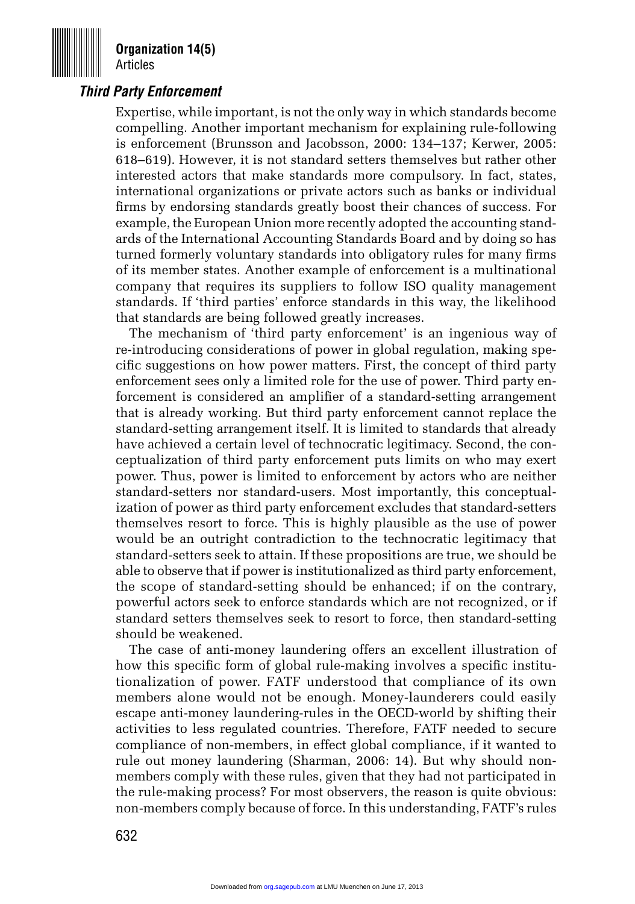### *Third Party Enforcement*

Expertise, while important, is not the only way in which standards become compelling. Another important mechanism for explaining rule-following is enforcement (Brunsson and Jacobsson, 2000: 134–137; Kerwer, 2005: 618–619). However, it is not standard setters themselves but rather other interested actors that make standards more compulsory. In fact, states, international organizations or private actors such as banks or individual firms by endorsing standards greatly boost their chances of success. For example, the European Union more recently adopted the accounting standards of the International Accounting Standards Board and by doing so has turned formerly voluntary standards into obligatory rules for many firms of its member states. Another example of enforcement is a multinational company that requires its suppliers to follow ISO quality management standards. If 'third parties' enforce standards in this way, the likelihood that standards are being followed greatly increases.

The mechanism of 'third party enforcement' is an ingenious way of re-introducing considerations of power in global regulation, making specific suggestions on how power matters. First, the concept of third party enforcement sees only a limited role for the use of power. Third party enforcement is considered an amplifier of a standard-setting arrangement that is already working. But third party enforcement cannot replace the standard-setting arrangement itself. It is limited to standards that already have achieved a certain level of technocratic legitimacy. Second, the conceptualization of third party enforcement puts limits on who may exert power. Thus, power is limited to enforcement by actors who are neither standard-setters nor standard-users. Most importantly, this conceptualization of power as third party enforcement excludes that standard-setters themselves resort to force. This is highly plausible as the use of power would be an outright contradiction to the technocratic legitimacy that standard-setters seek to attain. If these propositions are true, we should be able to observe that if power is institutionalized as third party enforcement, the scope of standard-setting should be enhanced; if on the contrary, powerful actors seek to enforce standards which are not recognized, or if standard setters themselves seek to resort to force, then standard-setting should be weakened.

The case of anti-money laundering offers an excellent illustration of how this specific form of global rule-making involves a specific institutionalization of power. FATF understood that compliance of its own members alone would not be enough. Money-launderers could easily escape anti-money laundering-rules in the OECD-world by shifting their activities to less regulated countries. Therefore, FATF needed to secure compliance of non-members, in effect global compliance, if it wanted to rule out money laundering (Sharman, 2006: 14). But why should non-members comply with these rules, given that they had not participated in the rule-making process? For most observers, the reason is quite obvious: non-members comply because of force. In this understanding, FATF's rules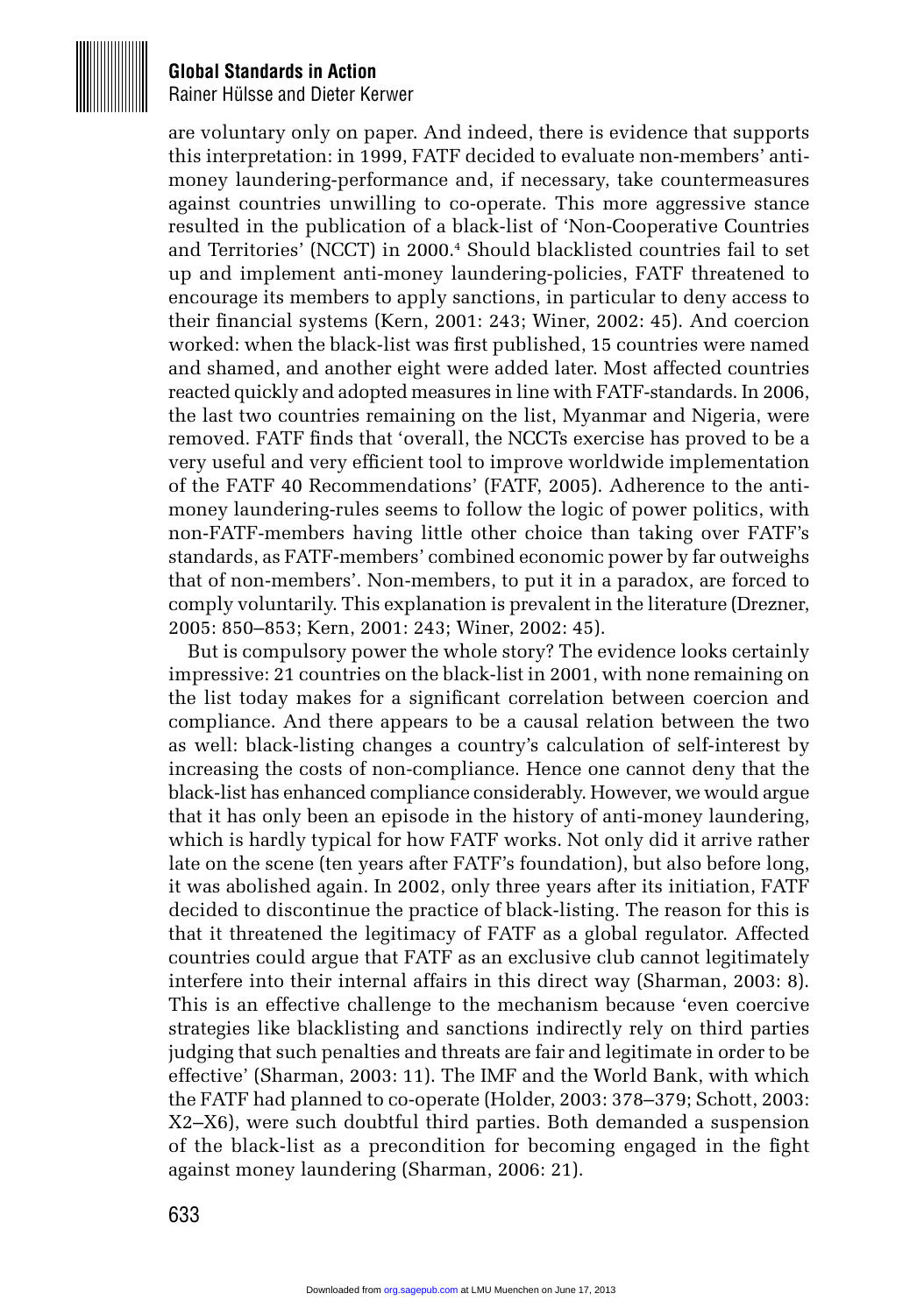are voluntary only on paper. And indeed, there is evidence that supports this interpretation: in 1999, FATF decided to evaluate non-members' anti-money laundering-performance and, if necessary, take countermeasures against countries unwilling to co-operate. This more aggressive stance resulted in the publication of a black-list of 'Non-Cooperative Countries and Territories' (NCCT) in 2000.[4] Should blacklisted countries fail to set up and implement anti-money laundering-policies, FATF threatened to encourage its members to apply sanctions, in particular to deny access to their financial systems (Kern, 2001: 243; Winer, 2002: 45). And coercion worked: when the black-list was first published, 15 countries were named and shamed, and another eight were added later. Most affected countries reacted quickly and adopted measures in line with FATF-standards. In 2006, the last two countries remaining on the list, Myanmar and Nigeria, were removed. FATF finds that 'overall, the NCCTs exercise has proved to be a very useful and very efficient tool to improve worldwide implementation of the FATF 40 Recommendations' (FATF, 2005). Adherence to the anti-money laundering-rules seems to follow the logic of power politics, with non-FATF-members having little other choice than taking over FATF's standards, as FATF-members' combined economic power by far outweighs that of non-members'. Non-members, to put it in a paradox, are forced to comply voluntarily. This explanation is prevalent in the literature (Drezner, 2005: 850–853; Kern, 2001: 243; Winer, 2002: 45).

But is compulsory power the whole story? The evidence looks certainly impressive: 21 countries on the black-list in 2001, with none remaining on the list today makes for a significant correlation between coercion and compliance. And there appears to be a causal relation between the two as well: black-listing changes a country's calculation of self-interest by increasing the costs of non-compliance. Hence one cannot deny that the black-list has enhanced compliance considerably. However, we would argue that it has only been an episode in the history of anti-money laundering, which is hardly typical for how FATF works. Not only did it arrive rather late on the scene (ten years after FATF's foundation), but also before long, it was abolished again. In 2002, only three years after its initiation, FATF decided to discontinue the practice of black-listing. The reason for this is that it threatened the legitimacy of FATF as a global regulator. Affected countries could argue that FATF as an exclusive club cannot legitimately interfere into their internal affairs in this direct way (Sharman, 2003: 8). This is an effective challenge to the mechanism because 'even coercive strategies like blacklisting and sanctions indirectly rely on third parties judging that such penalties and threats are fair and legitimate in order to be effective' (Sharman, 2003: 11). The IMF and the World Bank, with which the FATF had planned to co-operate (Holder, 2003: 378–379; Schott, 2003: X2–X6), were such doubtful third parties. Both demanded a suspension of the black-list as a precondition for becoming engaged in the fight against money laundering (Sharman, 2006: 21).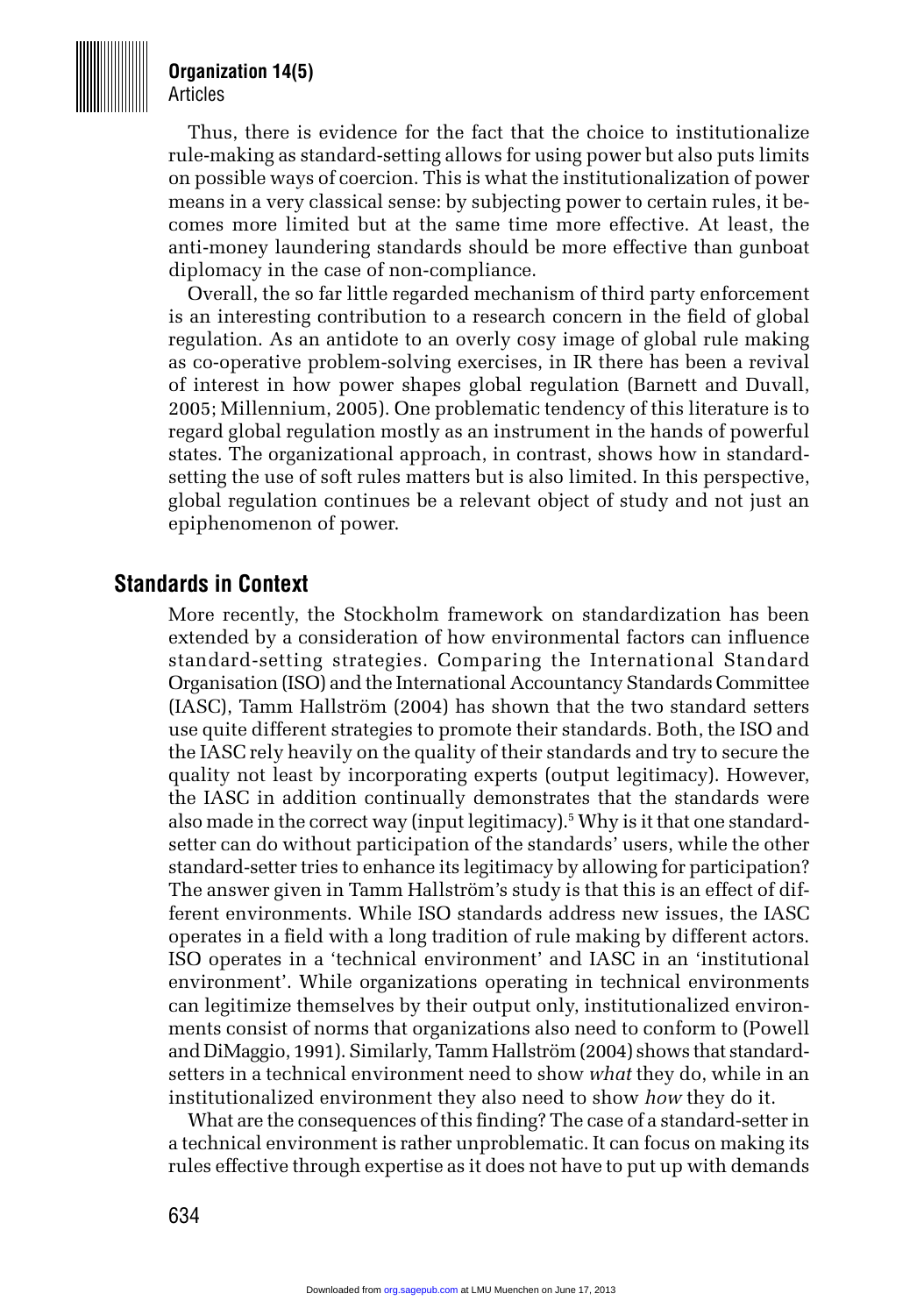Thus, there is evidence for the fact that the choice to institutionalize rule-making as standard-setting allows for using power but also puts limits on possible ways of coercion. This is what the institutionalization of power means in a very classical sense: by subjecting power to certain rules, it becomes more limited but at the same time more effective. At least, the anti-money laundering standards should be more effective than gunboat diplomacy in the case of non-compliance.

Overall, the so far little regarded mechanism of third party enforcement is an interesting contribution to a research concern in the field of global regulation. As an antidote to an overly cosy image of global rule making as co-operative problem-solving exercises, in IR there has been a revival of interest in how power shapes global regulation (Barnett and Duvall, 2005; Millennium, 2005). One problematic tendency of this literature is to regard global regulation mostly as an instrument in the hands of powerful states. The organizational approach, in contrast, shows how in standard-setting the use of soft rules matters but is also limited. In this perspective, global regulation continues be a relevant object of study and not just an epiphenomenon of power.

## Standards in Context

More recently, the Stockholm framework on standardization has been extended by a consideration of how environmental factors can influence standard-setting strategies. Comparing the International Standard Organisation (ISO) and the International Accountancy Standards Committee (IASC), Tamm Hallström (2004) has shown that the two standard setters use quite different strategies to promote their standards. Both, the ISO and the IASC rely heavily on the quality of their standards and try to secure the quality not least by incorporating experts (output legitimacy). However, the IASC in addition continually demonstrates that the standards were also made in the correct way (input legitimacy).[5] Why is it that one standard-setter can do without participation of the standards' users, while the other standard-setter tries to enhance its legitimacy by allowing for participation? The answer given in Tamm Hallström's study is that this is an effect of different environments. While ISO standards address new issues, the IASC operates in a field with a long tradition of rule making by different actors. ISO operates in a 'technical environment' and IASC in an 'institutional environment'. While organizations operating in technical environments can legitimize themselves by their output only, institutionalized environments consist of norms that organizations also need to conform to (Powell and DiMaggio, 1991). Similarly, Tamm Hallström (2004) shows that standard-setters in a technical environment need to show *what* they do, while in an institutionalized environment they also need to show *how* they do it.

What are the consequences of this finding? The case of a standard-setter in a technical environment is rather unproblematic. It can focus on making its rules effective through expertise as it does not have to put up with demands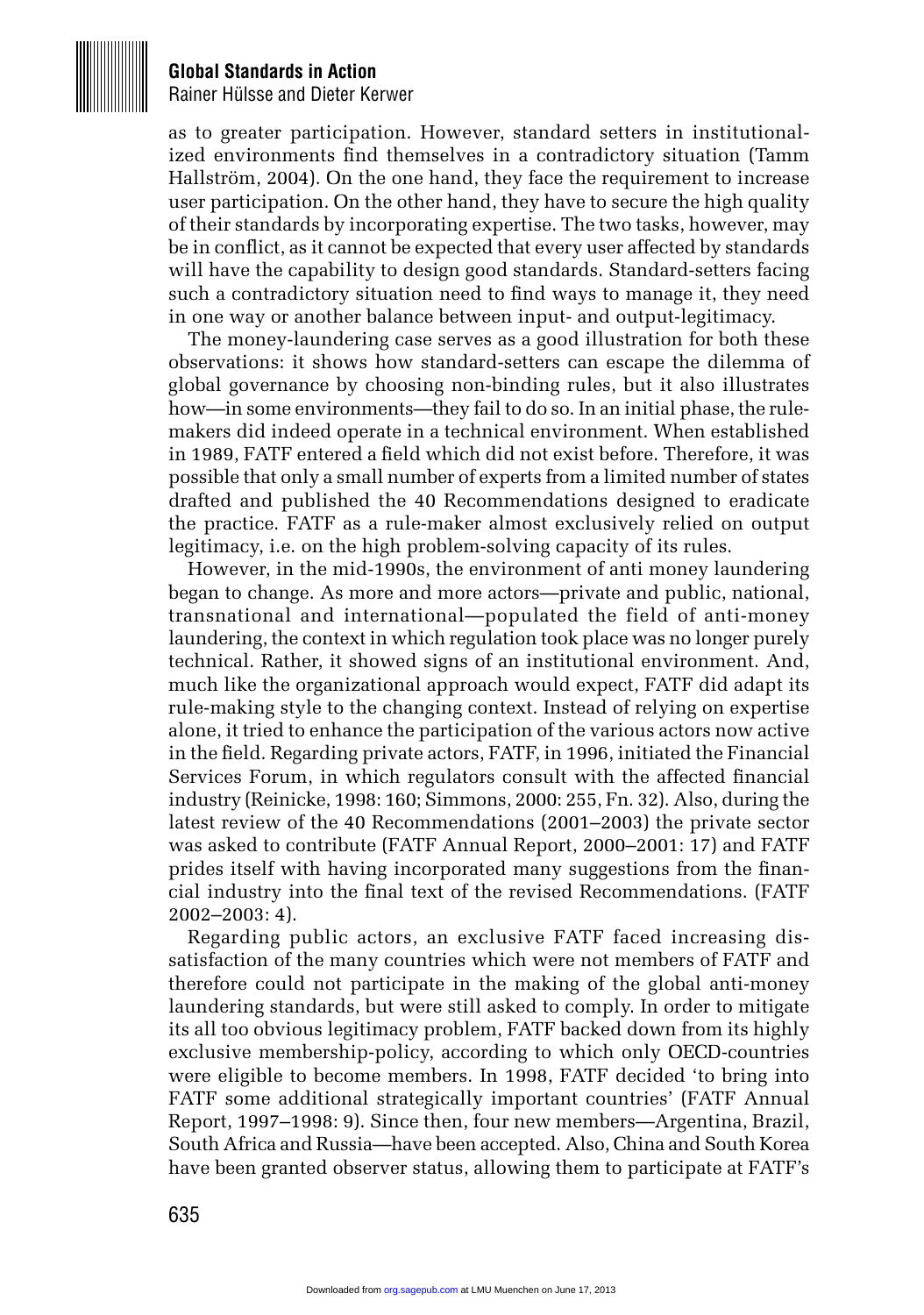as to greater participation. However, standard setters in institutionalized environments find themselves in a contradictory situation (Tamm Hallström, 2004). On the one hand, they face the requirement to increase user participation. On the other hand, they have to secure the high quality of their standards by incorporating expertise. The two tasks, however, may be in conflict, as it cannot be expected that every user affected by standards will have the capability to design good standards. Standard-setters facing such a contradictory situation need to find ways to manage it, they need in one way or another balance between input- and output-legitimacy.

The money-laundering case serves as a good illustration for both these observations: it shows how standard-setters can escape the dilemma of global governance by choosing non-binding rules, but it also illustrates how—in some environments—they fail to do so. In an initial phase, the rule-makers did indeed operate in a technical environment. When established in 1989, FATF entered a field which did not exist before. Therefore, it was possible that only a small number of experts from a limited number of states drafted and published the 40 Recommendations designed to eradicate the practice. FATF as a rule-maker almost exclusively relied on output legitimacy, i.e. on the high problem-solving capacity of its rules.

However, in the mid-1990s, the environment of anti money laundering began to change. As more and more actors—private and public, national, transnational and international—populated the field of anti-money laundering, the context in which regulation took place was no longer purely technical. Rather, it showed signs of an institutional environment. And, much like the organizational approach would expect, FATF did adapt its rule-making style to the changing context. Instead of relying on expertise alone, it tried to enhance the participation of the various actors now active in the field. Regarding private actors, FATF, in 1996, initiated the Financial Services Forum, in which regulators consult with the affected financial industry (Reinicke, 1998: 160; Simmons, 2000: 255, Fn. 32). Also, during the latest review of the 40 Recommendations (2001–2003) the private sector was asked to contribute (FATF Annual Report, 2000–2001: 17) and FATF prides itself with having incorporated many suggestions from the financial industry into the final text of the revised Recommendations. (FATF 2002–2003: 4).

Regarding public actors, an exclusive FATF faced increasing dissatisfaction of the many countries which were not members of FATF and therefore could not participate in the making of the global anti-money laundering standards, but were still asked to comply. In order to mitigate its all too obvious legitimacy problem, FATF backed down from its highly exclusive membership-policy, according to which only OECD-countries were eligible to become members. In 1998, FATF decided 'to bring into FATF some additional strategically important countries' (FATF Annual Report, 1997–1998: 9). Since then, four new members—Argentina, Brazil, South Africa and Russia—have been accepted. Also, China and South Korea have been granted observer status, allowing them to participate at FATF's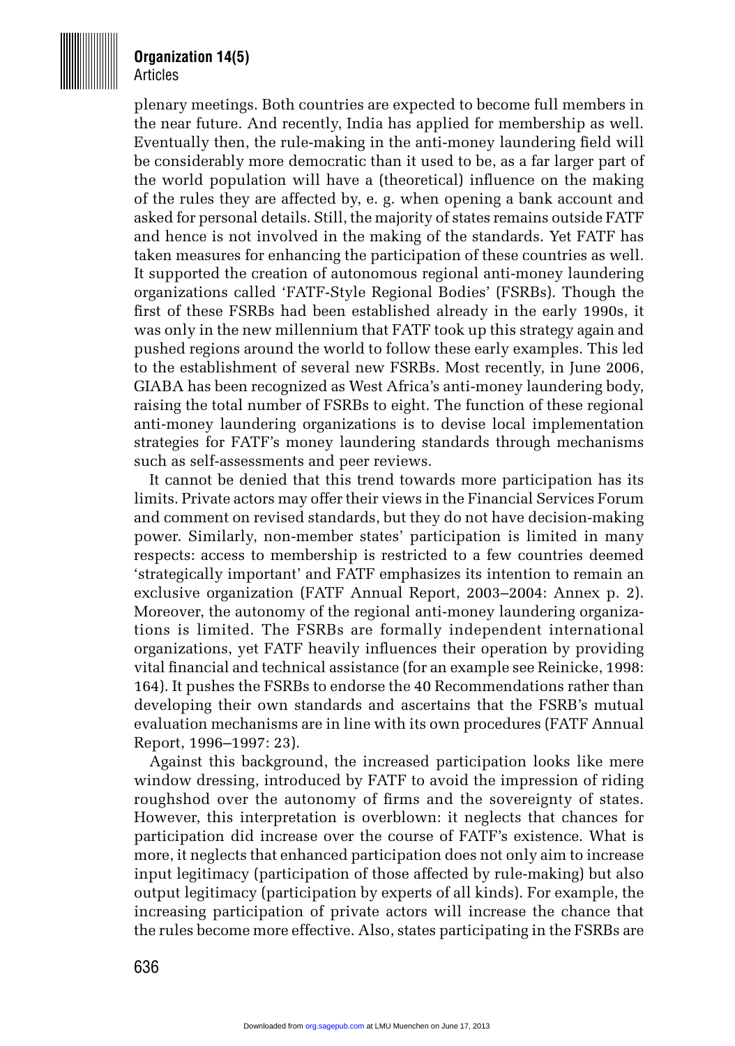plenary meetings. Both countries are expected to become full members in the near future. And recently, India has applied for membership as well. Eventually then, the rule-making in the anti-money laundering field will be considerably more democratic than it used to be, as a far larger part of the world population will have a (theoretical) influence on the making of the rules they are affected by, e. g. when opening a bank account and asked for personal details. Still, the majority of states remains outside FATF and hence is not involved in the making of the standards. Yet FATF has taken measures for enhancing the participation of these countries as well. It supported the creation of autonomous regional anti-money laundering organizations called 'FATF-Style Regional Bodies' (FSRBs). Though the first of these FSRBs had been established already in the early 1990s, it was only in the new millennium that FATF took up this strategy again and pushed regions around the world to follow these early examples. This led to the establishment of several new FSRBs. Most recently, in June 2006, GIABA has been recognized as West Africa's anti-money laundering body, raising the total number of FSRBs to eight. The function of these regional anti-money laundering organizations is to devise local implementation strategies for FATF's money laundering standards through mechanisms such as self-assessments and peer reviews.

It cannot be denied that this trend towards more participation has its limits. Private actors may offer their views in the Financial Services Forum and comment on revised standards, but they do not have decision-making power. Similarly, non-member states' participation is limited in many respects: access to membership is restricted to a few countries deemed 'strategically important' and FATF emphasizes its intention to remain an exclusive organization (FATF Annual Report, 2003–2004: Annex p. 2). Moreover, the autonomy of the regional anti-money laundering organizations is limited. The FSRBs are formally independent international organizations, yet FATF heavily influences their operation by providing vital financial and technical assistance (for an example see Reinicke, 1998: 164). It pushes the FSRBs to endorse the 40 Recommendations rather than developing their own standards and ascertains that the FSRB's mutual evaluation mechanisms are in line with its own procedures (FATF Annual Report, 1996–1997: 23).

Against this background, the increased participation looks like mere window dressing, introduced by FATF to avoid the impression of riding roughshod over the autonomy of firms and the sovereignty of states. However, this interpretation is overblown: it neglects that chances for participation did increase over the course of FATF's existence. What is more, it neglects that enhanced participation does not only aim to increase input legitimacy (participation of those affected by rule-making) but also output legitimacy (participation by experts of all kinds). For example, the increasing participation of private actors will increase the chance that the rules become more effective. Also, states participating in the FSRBs are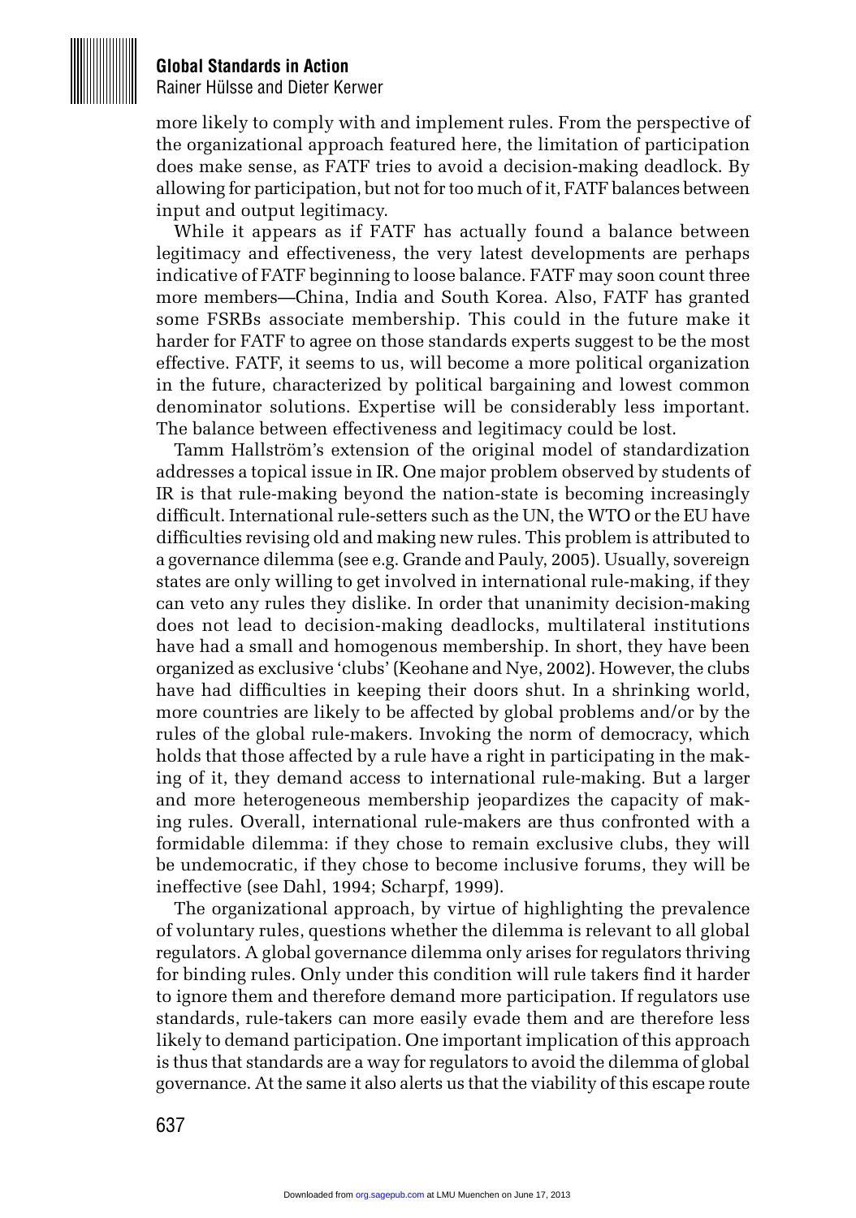more likely to comply with and implement rules. From the perspective of the organizational approach featured here, the limitation of participation does make sense, as FATF tries to avoid a decision-making deadlock. By allowing for participation, but not for too much of it, FATF balances between input and output legitimacy.

While it appears as if FATF has actually found a balance between legitimacy and effectiveness, the very latest developments are perhaps indicative of FATF beginning to loose balance. FATF may soon count three more members—China, India and South Korea. Also, FATF has granted some FSRBs associate membership. This could in the future make it harder for FATF to agree on those standards experts suggest to be the most effective. FATF, it seems to us, will become a more political organization in the future, characterized by political bargaining and lowest common denominator solutions. Expertise will be considerably less important. The balance between effectiveness and legitimacy could be lost.

Tamm Hallström's extension of the original model of standardization addresses a topical issue in IR. One major problem observed by students of IR is that rule-making beyond the nation-state is becoming increasingly difficult. International rule-setters such as the UN, the WTO or the EU have difficulties revising old and making new rules. This problem is attributed to a governance dilemma (see e.g. Grande and Pauly, 2005). Usually, sovereign states are only willing to get involved in international rule-making, if they can veto any rules they dislike. In order that unanimity decision-making does not lead to decision-making deadlocks, multilateral institutions have had a small and homogenous membership. In short, they have been organized as exclusive 'clubs' (Keohane and Nye, 2002). However, the clubs have had difficulties in keeping their doors shut. In a shrinking world, more countries are likely to be affected by global problems and/or by the rules of the global rule-makers. Invoking the norm of democracy, which holds that those affected by a rule have a right in participating in the making of it, they demand access to international rule-making. But a larger and more heterogeneous membership jeopardizes the capacity of making rules. Overall, international rule-makers are thus confronted with a formidable dilemma: if they chose to remain exclusive clubs, they will be undemocratic, if they chose to become inclusive forums, they will be ineffective (see Dahl, 1994; Scharpf, 1999).

The organizational approach, by virtue of highlighting the prevalence of voluntary rules, questions whether the dilemma is relevant to all global regulators. A global governance dilemma only arises for regulators thriving for binding rules. Only under this condition will rule takers find it harder to ignore them and therefore demand more participation. If regulators use standards, rule-takers can more easily evade them and are therefore less likely to demand participation. One important implication of this approach is thus that standards are a way for regulators to avoid the dilemma of global governance. At the same it also alerts us that the viability of this escape route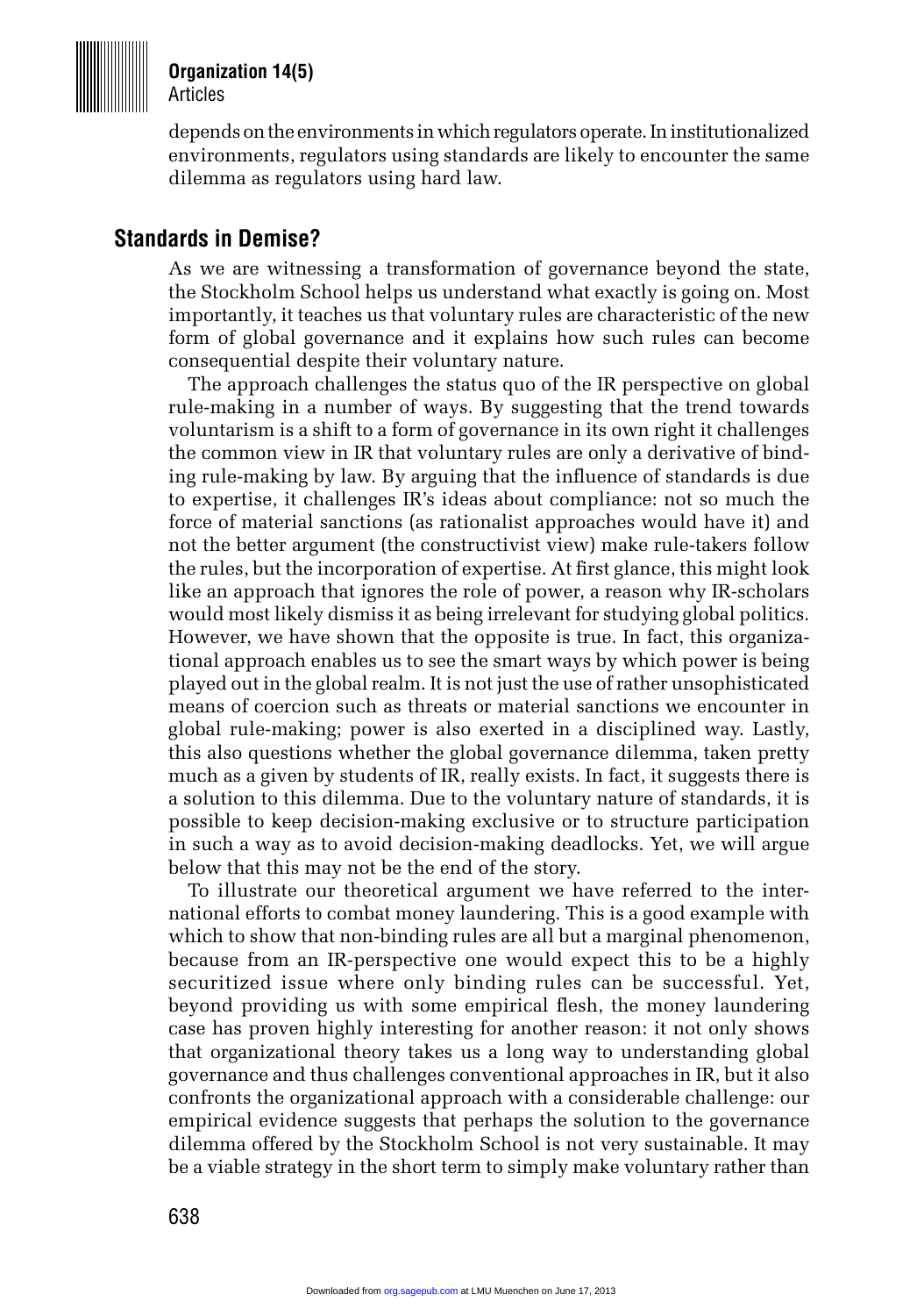depends on the environments in which regulators operate. In institutionalized environments, regulators using standards are likely to encounter the same dilemma as regulators using hard law.

## Standards in Demise?

As we are witnessing a transformation of governance beyond the state, the Stockholm School helps us understand what exactly is going on. Most importantly, it teaches us that voluntary rules are characteristic of the new form of global governance and it explains how such rules can become consequential despite their voluntary nature.

The approach challenges the status quo of the IR perspective on global rule-making in a number of ways. By suggesting that the trend towards voluntarism is a shift to a form of governance in its own right it challenges the common view in IR that voluntary rules are only a derivative of binding rule-making by law. By arguing that the influence of standards is due to expertise, it challenges IR's ideas about compliance: not so much the force of material sanctions (as rationalist approaches would have it) and not the better argument (the constructivist view) make rule-takers follow the rules, but the incorporation of expertise. At first glance, this might look like an approach that ignores the role of power, a reason why IR-scholars would most likely dismiss it as being irrelevant for studying global politics. However, we have shown that the opposite is true. In fact, this organizational approach enables us to see the smart ways by which power is being played out in the global realm. It is not just the use of rather unsophisticated means of coercion such as threats or material sanctions we encounter in global rule-making; power is also exerted in a disciplined way. Lastly, this also questions whether the global governance dilemma, taken pretty much as a given by students of IR, really exists. In fact, it suggests there is a solution to this dilemma. Due to the voluntary nature of standards, it is possible to keep decision-making exclusive or to structure participation in such a way as to avoid decision-making deadlocks. Yet, we will argue below that this may not be the end of the story.

To illustrate our theoretical argument we have referred to the international efforts to combat money laundering. This is a good example with which to show that non-binding rules are all but a marginal phenomenon, because from an IR-perspective one would expect this to be a highly securitized issue where only binding rules can be successful. Yet, beyond providing us with some empirical flesh, the money laundering case has proven highly interesting for another reason: it not only shows that organizational theory takes us a long way to understanding global governance and thus challenges conventional approaches in IR, but it also confronts the organizational approach with a considerable challenge: our empirical evidence suggests that perhaps the solution to the governance dilemma offered by the Stockholm School is not very sustainable. It may be a viable strategy in the short term to simply make voluntary rather than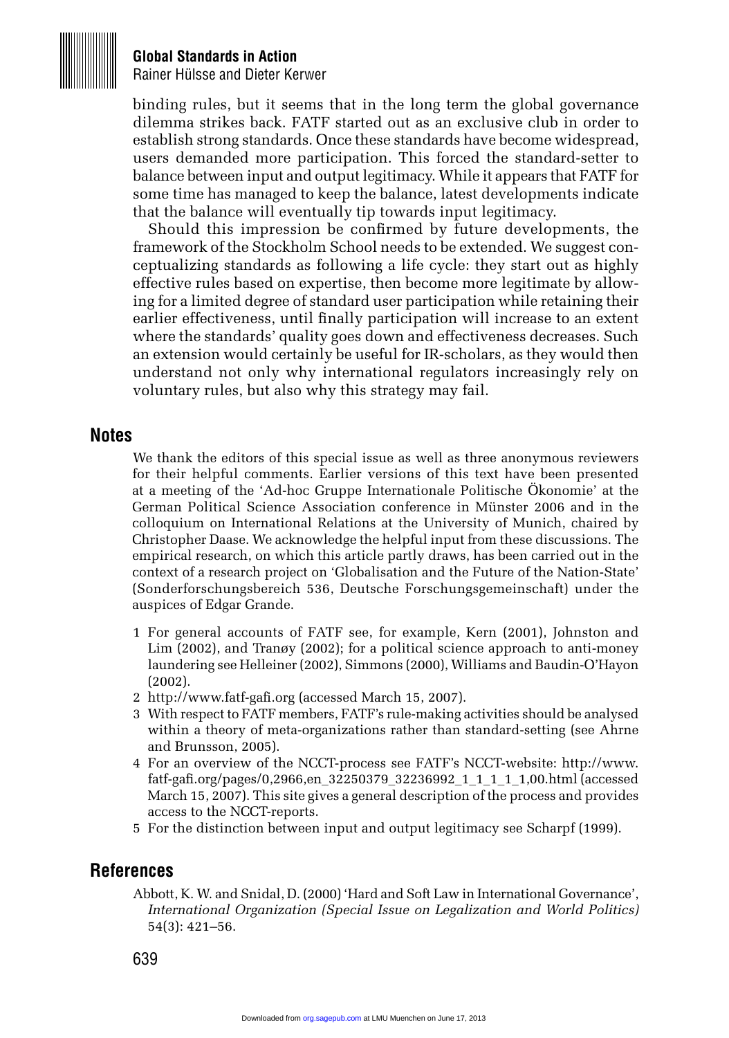binding rules, but it seems that in the long term the global governance dilemma strikes back. FATF started out as an exclusive club in order to establish strong standards. Once these standards have become widespread, users demanded more participation. This forced the standard-setter to balance between input and output legitimacy. While it appears that FATF for some time has managed to keep the balance, latest developments indicate that the balance will eventually tip towards input legitimacy.

Should this impression be confirmed by future developments, the framework of the Stockholm School needs to be extended. We suggest conceptualizing standards as following a life cycle: they start out as highly effective rules based on expertise, then become more legitimate by allowing for a limited degree of standard user participation while retaining their earlier effectiveness, until finally participation will increase to an extent where the standards' quality goes down and effectiveness decreases. Such an extension would certainly be useful for IR-scholars, as they would then understand not only why international regulators increasingly rely on voluntary rules, but also why this strategy may fail.

## Notes

We thank the editors of this special issue as well as three anonymous reviewers for their helpful comments. Earlier versions of this text have been presented at a meeting of the 'Ad-hoc Gruppe Internationale Politische Ökonomie' at the German Political Science Association conference in Münster 2006 and in the colloquium on International Relations at the University of Munich, chaired by Christopher Daase. We acknowledge the helpful input from these discussions. The empirical research, on which this article partly draws, has been carried out in the context of a research project on 'Globalisation and the Future of the Nation-State' (Sonderforschungsbereich 536, Deutsche Forschungsgemeinschaft) under the auspices of Edgar Grande.

1 For general accounts of FATF see, for example, Kern (2001), Johnston and Lim (2002), and Tranøy (2002); for a political science approach to anti-money laundering see Helleiner (2002), Simmons (2000), Williams and Baudin-O'Hayon (2002).
2 http://www.fatf-gafi.org (accessed March 15, 2007).
3 With respect to FATF members, FATF's rule-making activities should be analysed within a theory of meta-organizations rather than standard-setting (see Ahrne and Brunsson, 2005).
4 For an overview of the NCCT-process see FATF's NCCT-website: http://www.fatf-gafi.org/pages/0,2966,en_32250379_32236992_1_1_1_1_1,00.html (accessed March 15, 2007). This site gives a general description of the process and provides access to the NCCT-reports.
5 For the distinction between input and output legitimacy see Scharpf (1999).

## References

Abbott, K. W. and Snidal, D. (2000) 'Hard and Soft Law in International Governance', *International Organization (Special Issue on Legalization and World Politics)* 54(3): 421–56.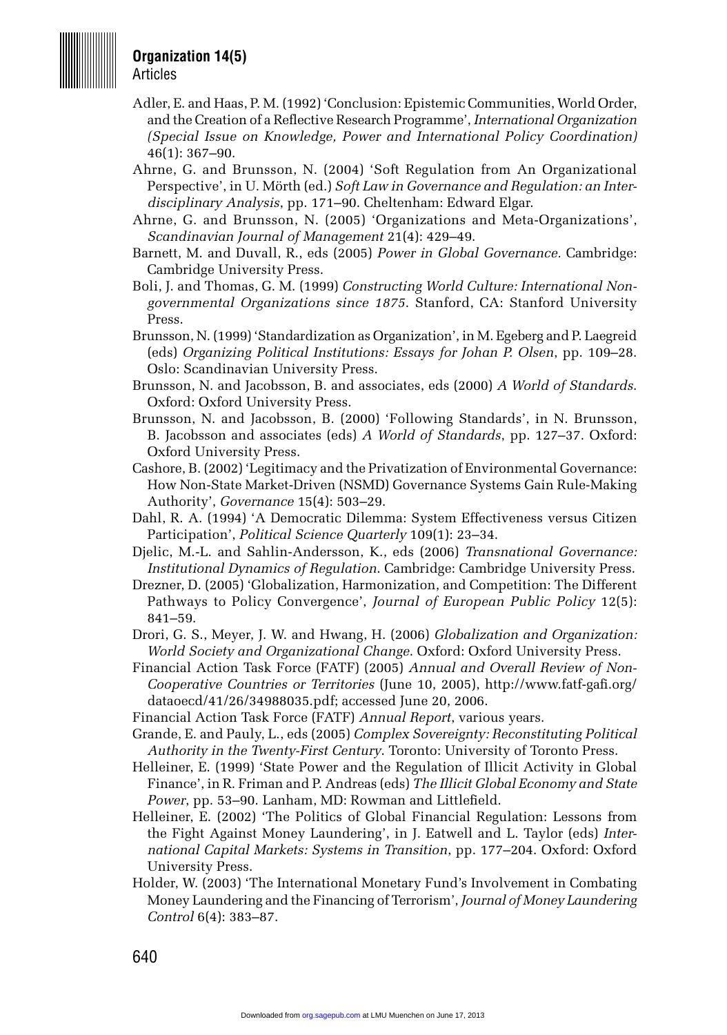Adler, E. and Haas, P. M. (1992) 'Conclusion: Epistemic Communities, World Order, and the Creation of a Reflective Research Programme', *International Organization (Special Issue on Knowledge, Power and International Policy Coordination)* 46(1): 367–90.

Ahrne, G. and Brunsson, N. (2004) 'Soft Regulation from An Organizational Perspective', in U. Mörth (ed.) *Soft Law in Governance and Regulation: an Interdisciplinary Analysis*, pp. 171–90. Cheltenham: Edward Elgar.

Ahrne, G. and Brunsson, N. (2005) 'Organizations and Meta-Organizations', *Scandinavian Journal of Management* 21(4): 429–49.

Barnett, M. and Duvall, R., eds (2005) *Power in Global Governance*. Cambridge: Cambridge University Press.

Boli, J. and Thomas, G. M. (1999) *Constructing World Culture: International Nongovernmental Organizations since 1875*. Stanford, CA: Stanford University Press.

Brunsson, N. (1999) 'Standardization as Organization', in M. Egeberg and P. Laegreid (eds) *Organizing Political Institutions: Essays for Johan P. Olsen*, pp. 109–28. Oslo: Scandinavian University Press.

Brunsson, N. and Jacobsson, B. and associates, eds (2000) *A World of Standards*. Oxford: Oxford University Press.

Brunsson, N. and Jacobsson, B. (2000) 'Following Standards', in N. Brunsson, B. Jacobsson and associates (eds) *A World of Standards*, pp. 127–37. Oxford: Oxford University Press.

Cashore, B. (2002) 'Legitimacy and the Privatization of Environmental Governance: How Non-State Market-Driven (NSMD) Governance Systems Gain Rule-Making Authority', *Governance* 15(4): 503–29.

Dahl, R. A. (1994) 'A Democratic Dilemma: System Effectiveness versus Citizen Participation', *Political Science Quarterly* 109(1): 23–34.

Djelic, M.-L. and Sahlin-Andersson, K., eds (2006) *Transnational Governance: Institutional Dynamics of Regulation*. Cambridge: Cambridge University Press.

Drezner, D. (2005) 'Globalization, Harmonization, and Competition: The Different Pathways to Policy Convergence', *Journal of European Public Policy* 12(5): 841–59.

Drori, G. S., Meyer, J. W. and Hwang, H. (2006) *Globalization and Organization: World Society and Organizational Change*. Oxford: Oxford University Press.

Financial Action Task Force (FATF) (2005) *Annual and Overall Review of Non-Cooperative Countries or Territories* (June 10, 2005), http://www.fatf-gafi.org/dataoecd/41/26/34988035.pdf; accessed June 20, 2006.

Financial Action Task Force (FATF) *Annual Report*, various years.

Grande, E. and Pauly, L., eds (2005) *Complex Sovereignty: Reconstituting Political Authority in the Twenty-First Century*. Toronto: University of Toronto Press.

Helleiner, E. (1999) 'State Power and the Regulation of Illicit Activity in Global Finance', in R. Friman and P. Andreas (eds) *The Illicit Global Economy and State Power*, pp. 53–90. Lanham, MD: Rowman and Littlefield.

Helleiner, E. (2002) 'The Politics of Global Financial Regulation: Lessons from the Fight Against Money Laundering', in J. Eatwell and L. Taylor (eds) *International Capital Markets: Systems in Transition*, pp. 177–204. Oxford: Oxford University Press.

Holder, W. (2003) 'The International Monetary Fund's Involvement in Combating Money Laundering and the Financing of Terrorism', *Journal of Money Laundering Control* 6(4): 383–87.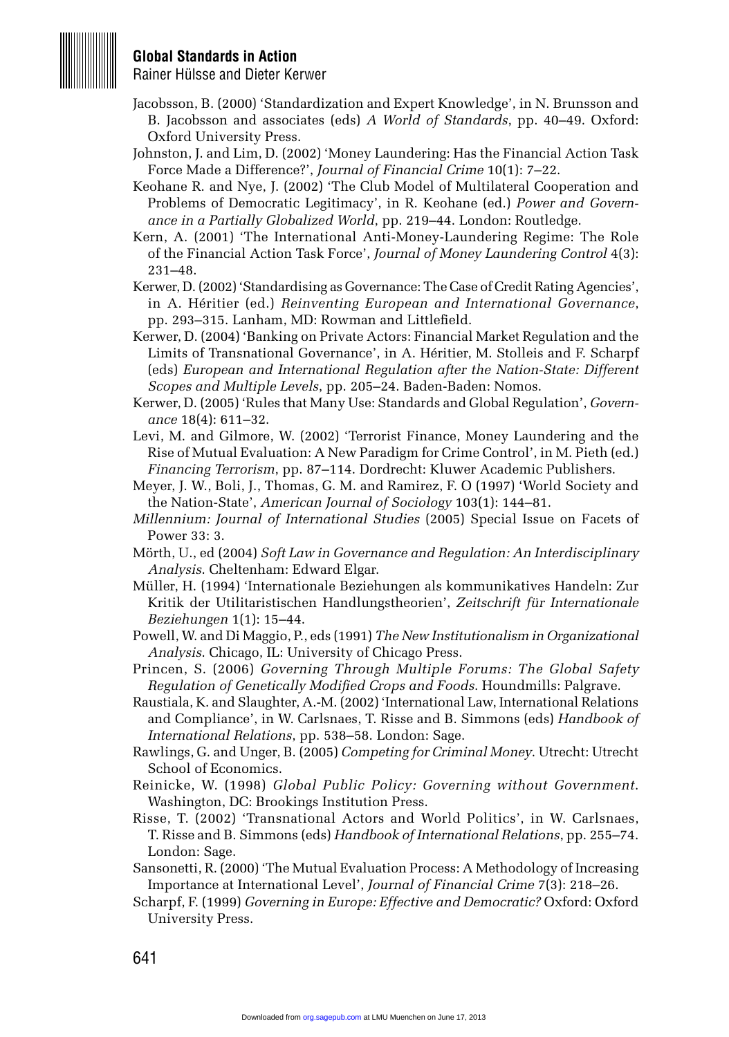Jacobsson, B. (2000) 'Standardization and Expert Knowledge', in N. Brunsson and B. Jacobsson and associates (eds) *A World of Standards*, pp. 40–49. Oxford: Oxford University Press.

Johnston, J. and Lim, D. (2002) 'Money Laundering: Has the Financial Action Task Force Made a Difference?', *Journal of Financial Crime* 10(1): 7–22.

Keohane R. and Nye, J. (2002) 'The Club Model of Multilateral Cooperation and Problems of Democratic Legitimacy', in R. Keohane (ed.) *Power and Governance in a Partially Globalized World*, pp. 219–44. London: Routledge.

Kern, A. (2001) 'The International Anti-Money-Laundering Regime: The Role of the Financial Action Task Force', *Journal of Money Laundering Control* 4(3): 231–48.

Kerwer, D. (2002) 'Standardising as Governance: The Case of Credit Rating Agencies', in A. Héritier (ed.) *Reinventing European and International Governance*, pp. 293–315. Lanham, MD: Rowman and Littlefield.

Kerwer, D. (2004) 'Banking on Private Actors: Financial Market Regulation and the Limits of Transnational Governance', in A. Héritier, M. Stolleis and F. Scharpf (eds) *European and International Regulation after the Nation-State: Different Scopes and Multiple Levels*, pp. 205–24. Baden-Baden: Nomos.

Kerwer, D. (2005) 'Rules that Many Use: Standards and Global Regulation', *Governance* 18(4): 611–32.

Levi, M. and Gilmore, W. (2002) 'Terrorist Finance, Money Laundering and the Rise of Mutual Evaluation: A New Paradigm for Crime Control', in M. Pieth (ed.) *Financing Terrorism*, pp. 87–114. Dordrecht: Kluwer Academic Publishers.

Meyer, J. W., Boli, J., Thomas, G. M. and Ramirez, F. O (1997) 'World Society and the Nation-State', *American Journal of Sociology* 103(1): 144–81.

*Millennium: Journal of International Studies* (2005) Special Issue on Facets of Power 33: 3.

Mörth, U., ed (2004) *Soft Law in Governance and Regulation: An Interdisciplinary Analysis*. Cheltenham: Edward Elgar.

Müller, H. (1994) 'Internationale Beziehungen als kommunikatives Handeln: Zur Kritik der Utilitaristischen Handlungstheorien', *Zeitschrift für Internationale Beziehungen* 1(1): 15–44.

Powell, W. and Di Maggio, P., eds (1991) *The New Institutionalism in Organizational Analysis*. Chicago, IL: University of Chicago Press.

Princen, S. (2006) *Governing Through Multiple Forums: The Global Safety Regulation of Genetically Modified Crops and Foods*. Houndmills: Palgrave.

Raustiala, K. and Slaughter, A.-M. (2002) 'International Law, International Relations and Compliance', in W. Carlsnaes, T. Risse and B. Simmons (eds) *Handbook of International Relations*, pp. 538–58. London: Sage.

Rawlings, G. and Unger, B. (2005) *Competing for Criminal Money*. Utrecht: Utrecht School of Economics.

Reinicke, W. (1998) *Global Public Policy: Governing without Government*. Washington, DC: Brookings Institution Press.

Risse, T. (2002) 'Transnational Actors and World Politics', in W. Carlsnaes, T. Risse and B. Simmons (eds) *Handbook of International Relations*, pp. 255–74. London: Sage.

Sansonetti, R. (2000) 'The Mutual Evaluation Process: A Methodology of Increasing Importance at International Level', *Journal of Financial Crime* 7(3): 218–26.

Scharpf, F. (1999) *Governing in Europe: Effective and Democratic?* Oxford: Oxford University Press.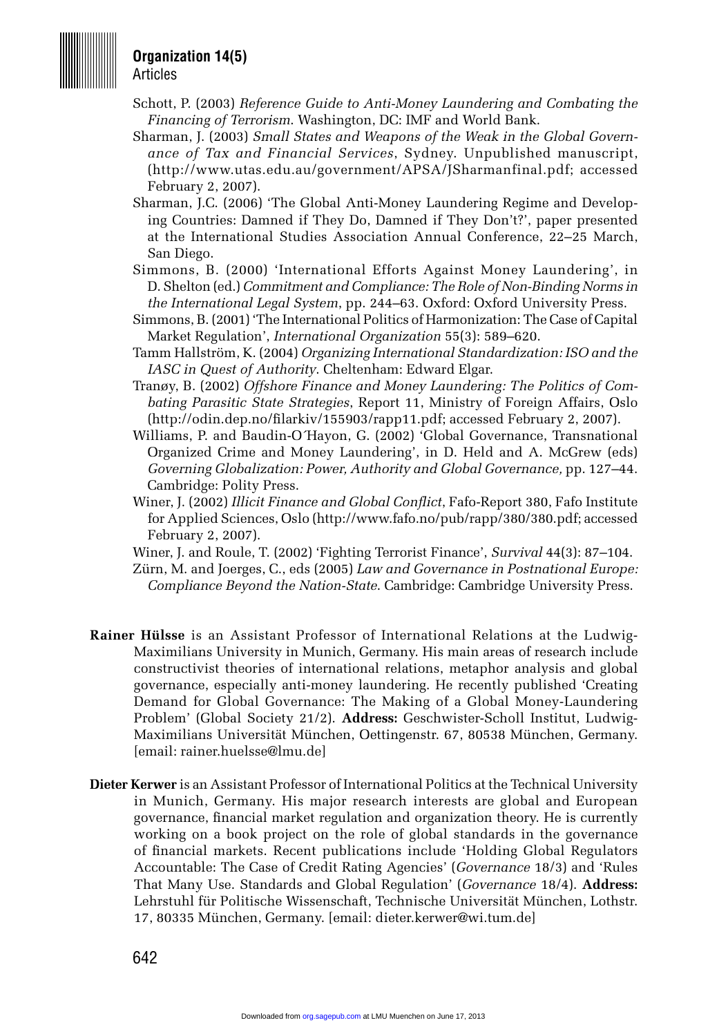Schott, P. (2003) *Reference Guide to Anti-Money Laundering and Combating the Financing of Terrorism*. Washington, DC: IMF and World Bank.

Sharman, J. (2003) *Small States and Weapons of the Weak in the Global Governance of Tax and Financial Services*, Sydney. Unpublished manuscript, (http://www.utas.edu.au/government/APSA/JSharmanfinal.pdf; accessed February 2, 2007).

Sharman, J.C. (2006) 'The Global Anti-Money Laundering Regime and Developing Countries: Damned if They Do, Damned if They Don't?', paper presented at the International Studies Association Annual Conference, 22–25 March, San Diego.

Simmons, B. (2000) 'International Efforts Against Money Laundering', in D. Shelton (ed.) *Commitment and Compliance: The Role of Non-Binding Norms in the International Legal System*, pp. 244–63. Oxford: Oxford University Press.

Simmons, B. (2001) 'The International Politics of Harmonization: The Case of Capital Market Regulation', *International Organization* 55(3): 589–620.

Tamm Hallström, K. (2004) *Organizing International Standardization: ISO and the IASC in Quest of Authority*. Cheltenham: Edward Elgar.

Tranøy, B. (2002) *Offshore Finance and Money Laundering: The Politics of Combating Parasitic State Strategies*, Report 11, Ministry of Foreign Affairs, Oslo (http://odin.dep.no/filarkiv/155903/rapp11.pdf; accessed February 2, 2007).

Williams, P. and Baudin-O´Hayon, G. (2002) 'Global Governance, Transnational Organized Crime and Money Laundering', in D. Held and A. McGrew (eds) *Governing Globalization: Power, Authority and Global Governance,* pp. 127–44. Cambridge: Polity Press.

Winer, J. (2002) *Illicit Finance and Global Conflict*, Fafo-Report 380, Fafo Institute for Applied Sciences, Oslo (http://www.fafo.no/pub/rapp/380/380.pdf; accessed February 2, 2007).

Winer, J. and Roule, T. (2002) 'Fighting Terrorist Finance', *Survival* 44(3): 87–104.

Zürn, M. and Joerges, C., eds (2005) *Law and Governance in Postnational Europe: Compliance Beyond the Nation-State*. Cambridge: Cambridge University Press.

**Rainer Hülsse** is an Assistant Professor of International Relations at the Ludwig-Maximilians University in Munich, Germany. His main areas of research include constructivist theories of international relations, metaphor analysis and global governance, especially anti-money laundering. He recently published 'Creating Demand for Global Governance: The Making of a Global Money-Laundering Problem' (Global Society 21/2). **Address:** Geschwister-Scholl Institut, Ludwig-Maximilians Universität München, Oettingenstr. 67, 80538 München, Germany. [email: rainer.huelsse@lmu.de]

**Dieter Kerwer** is an Assistant Professor of International Politics at the Technical University in Munich, Germany. His major research interests are global and European governance, financial market regulation and organization theory. He is currently working on a book project on the role of global standards in the governance of financial markets. Recent publications include 'Holding Global Regulators Accountable: The Case of Credit Rating Agencies' (*Governance* 18/3) and 'Rules That Many Use. Standards and Global Regulation' (*Governance* 18/4). **Address:** Lehrstuhl für Politische Wissenschaft, Technische Universität München, Lothstr. 17, 80335 München, Germany. [email: dieter.kerwer@wi.tum.de]